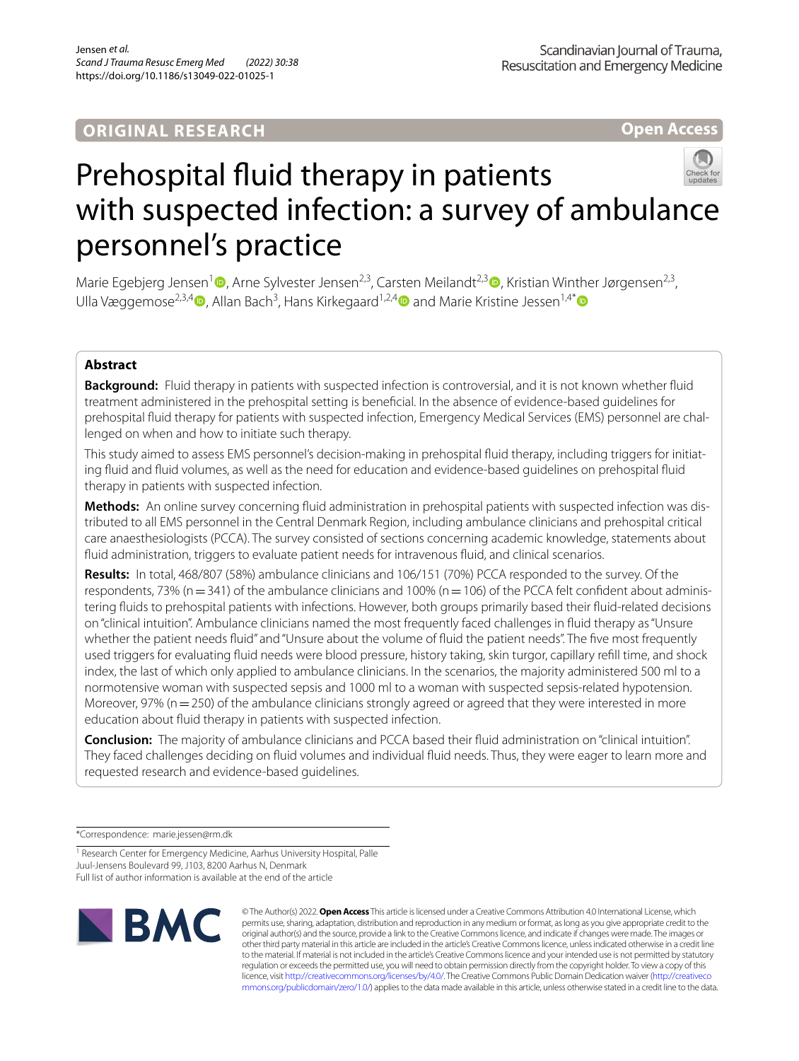ORIGINAL RESEARCH

Open Access

# Prehospital fluid therapy in patients with suspected infection: a survey of ambulance personnel's practice

Marie Egebjerg Jensen[1], Arne Sylvester Jensen[2,3], Carsten Meilandt[2,3], Kristian Winther Jørgensen[2,3], Ulla Væggemose[2,3,4], Allan Bach[3], Hans Kirkegaard[1,2,4] and Marie Kristine Jessen[1,4*]

## Abstract

**Background:** Fluid therapy in patients with suspected infection is controversial, and it is not known whether fluid treatment administered in the prehospital setting is beneficial. In the absence of evidence-based guidelines for prehospital fluid therapy for patients with suspected infection, Emergency Medical Services (EMS) personnel are challenged on when and how to initiate such therapy.

This study aimed to assess EMS personnel's decision-making in prehospital fluid therapy, including triggers for initiating fluid and fluid volumes, as well as the need for education and evidence-based guidelines on prehospital fluid therapy in patients with suspected infection.

**Methods:** An online survey concerning fluid administration in prehospital patients with suspected infection was distributed to all EMS personnel in the Central Denmark Region, including ambulance clinicians and prehospital critical care anaesthesiologists (PCCA). The survey consisted of sections concerning academic knowledge, statements about fluid administration, triggers to evaluate patient needs for intravenous fluid, and clinical scenarios.

**Results:** In total, 468/807 (58%) ambulance clinicians and 106/151 (70%) PCCA responded to the survey. Of the respondents, 73% (n = 341) of the ambulance clinicians and 100% (n = 106) of the PCCA felt confident about administering fluids to prehospital patients with infections. However, both groups primarily based their fluid-related decisions on "clinical intuition". Ambulance clinicians named the most frequently faced challenges in fluid therapy as "Unsure whether the patient needs fluid" and "Unsure about the volume of fluid the patient needs". The five most frequently used triggers for evaluating fluid needs were blood pressure, history taking, skin turgor, capillary refill time, and shock index, the last of which only applied to ambulance clinicians. In the scenarios, the majority administered 500 ml to a normotensive woman with suspected sepsis and 1000 ml to a woman with suspected sepsis-related hypotension. Moreover, 97% (n = 250) of the ambulance clinicians strongly agreed or agreed that they were interested in more education about fluid therapy in patients with suspected infection.

**Conclusion:** The majority of ambulance clinicians and PCCA based their fluid administration on "clinical intuition". They faced challenges deciding on fluid volumes and individual fluid needs. Thus, they were eager to learn more and requested research and evidence-based guidelines.

*Correspondence: marie.jessen@rm.dk

[1] Research Center for Emergency Medicine, Aarhus University Hospital, Palle Juul-Jensens Boulevard 99, J103, 8200 Aarhus N, Denmark
Full list of author information is available at the end of the article

© The Author(s) 2022. **Open Access** This article is licensed under a Creative Commons Attribution 4.0 International License, which permits use, sharing, adaptation, distribution and reproduction in any medium or format, as long as you give appropriate credit to the original author(s) and the source, provide a link to the Creative Commons licence, and indicate if changes were made. The images or other third party material in this article are included in the article's Creative Commons licence, unless indicated otherwise in a credit line to the material. If material is not included in the article's Creative Commons licence and your intended use is not permitted by statutory regulation or exceeds the permitted use, you will need to obtain permission directly from the copyright holder. To view a copy of this licence, visit http://creativecommons.org/licenses/by/4.0/. The Creative Commons Public Domain Dedication waiver (http://creativecommons.org/publicdomain/zero/1.0/) applies to the data made available in this article, unless otherwise stated in a credit line to the data.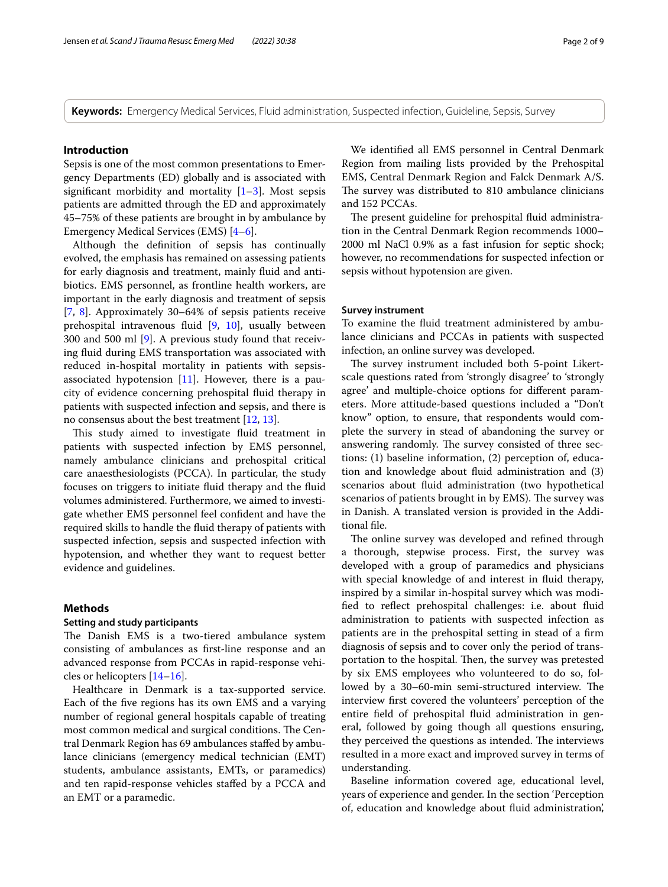**Keywords:** Emergency Medical Services, Fluid administration, Suspected infection, Guideline, Sepsis, Survey

## Introduction

Sepsis is one of the most common presentations to Emergency Departments (ED) globally and is associated with significant morbidity and mortality [1–3]. Most sepsis patients are admitted through the ED and approximately 45–75% of these patients are brought in by ambulance by Emergency Medical Services (EMS) [4–6].

Although the definition of sepsis has continually evolved, the emphasis has remained on assessing patients for early diagnosis and treatment, mainly fluid and antibiotics. EMS personnel, as frontline health workers, are important in the early diagnosis and treatment of sepsis [7, 8]. Approximately 30–64% of sepsis patients receive prehospital intravenous fluid [9, 10], usually between 300 and 500 ml [9]. A previous study found that receiving fluid during EMS transportation was associated with reduced in-hospital mortality in patients with sepsis-associated hypotension [11]. However, there is a paucity of evidence concerning prehospital fluid therapy in patients with suspected infection and sepsis, and there is no consensus about the best treatment [12, 13].

This study aimed to investigate fluid treatment in patients with suspected infection by EMS personnel, namely ambulance clinicians and prehospital critical care anaesthesiologists (PCCA). In particular, the study focuses on triggers to initiate fluid therapy and the fluid volumes administered. Furthermore, we aimed to investigate whether EMS personnel feel confident and have the required skills to handle the fluid therapy of patients with suspected infection, sepsis and suspected infection with hypotension, and whether they want to request better evidence and guidelines.

## Methods

### Setting and study participants

The Danish EMS is a two-tiered ambulance system consisting of ambulances as first-line response and an advanced response from PCCAs in rapid-response vehicles or helicopters [14–16].

Healthcare in Denmark is a tax-supported service. Each of the five regions has its own EMS and a varying number of regional general hospitals capable of treating most common medical and surgical conditions. The Central Denmark Region has 69 ambulances staffed by ambulance clinicians (emergency medical technician (EMT) students, ambulance assistants, EMTs, or paramedics) and ten rapid-response vehicles staffed by a PCCA and an EMT or a paramedic.

We identified all EMS personnel in Central Denmark Region from mailing lists provided by the Prehospital EMS, Central Denmark Region and Falck Denmark A/S. The survey was distributed to 810 ambulance clinicians and 152 PCCAs.

The present guideline for prehospital fluid administration in the Central Denmark Region recommends 1000–2000 ml NaCl 0.9% as a fast infusion for septic shock; however, no recommendations for suspected infection or sepsis without hypotension are given.

### Survey instrument

To examine the fluid treatment administered by ambulance clinicians and PCCAs in patients with suspected infection, an online survey was developed.

The survey instrument included both 5-point Likert-scale questions rated from 'strongly disagree' to 'strongly agree' and multiple-choice options for different parameters. More attitude-based questions included a "Don't know" option, to ensure, that respondents would complete the survery in stead of abandoning the survey or answering randomly. The survey consisted of three sections: (1) baseline information, (2) perception of, education and knowledge about fluid administration and (3) scenarios about fluid administration (two hypothetical scenarios of patients brought in by EMS). The survey was in Danish. A translated version is provided in the Additional file.

The online survey was developed and refined through a thorough, stepwise process. First, the survey was developed with a group of paramedics and physicians with special knowledge of and interest in fluid therapy, inspired by a similar in-hospital survey which was modified to reflect prehospital challenges: i.e. about fluid administration to patients with suspected infection as patients are in the prehospital setting in stead of a firm diagnosis of sepsis and to cover only the period of transportation to the hospital. Then, the survey was pretested by six EMS employees who volunteered to do so, followed by a 30–60-min semi-structured interview. The interview first covered the volunteers' perception of the entire field of prehospital fluid administration in general, followed by going though all questions ensuring, they perceived the questions as intended. The interviews resulted in a more exact and improved survey in terms of understanding.

Baseline information covered age, educational level, years of experience and gender. In the section 'Perception of, education and knowledge about fluid administration',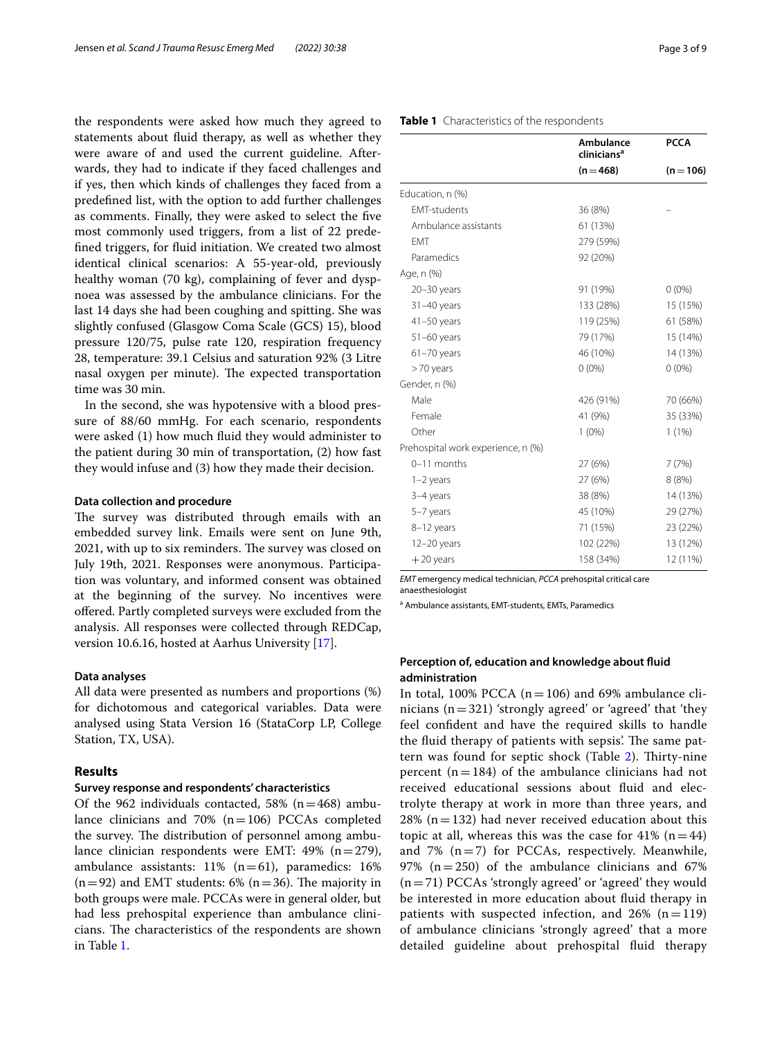the respondents were asked how much they agreed to statements about fluid therapy, as well as whether they were aware of and used the current guideline. Afterwards, they had to indicate if they faced challenges and if yes, then which kinds of challenges they faced from a predefined list, with the option to add further challenges as comments. Finally, they were asked to select the five most commonly used triggers, from a list of 22 predefined triggers, for fluid initiation. We created two almost identical clinical scenarios: A 55-year-old, previously healthy woman (70 kg), complaining of fever and dyspnoea was assessed by the ambulance clinicians. For the last 14 days she had been coughing and spitting. She was slightly confused (Glasgow Coma Scale (GCS) 15), blood pressure 120/75, pulse rate 120, respiration frequency 28, temperature: 39.1 Celsius and saturation 92% (3 Litre nasal oxygen per minute). The expected transportation time was 30 min.

In the second, she was hypotensive with a blood pressure of 88/60 mmHg. For each scenario, respondents were asked (1) how much fluid they would administer to the patient during 30 min of transportation, (2) how fast they would infuse and (3) how they made their decision.

### Data collection and procedure

The survey was distributed through emails with an embedded survey link. Emails were sent on June 9th, 2021, with up to six reminders. The survey was closed on July 19th, 2021. Responses were anonymous. Participation was voluntary, and informed consent was obtained at the beginning of the survey. No incentives were offered. Partly completed surveys were excluded from the analysis. All responses were collected through REDCap, version 10.6.16, hosted at Aarhus University [17].

### Data analyses

All data were presented as numbers and proportions (%) for dichotomous and categorical variables. Data were analysed using Stata Version 16 (StataCorp LP, College Station, TX, USA).

## Results

### Survey response and respondents' characteristics

Of the 962 individuals contacted, 58% (n = 468) ambulance clinicians and 70% (n = 106) PCCAs completed the survey. The distribution of personnel among ambulance clinician respondents were EMT: 49% (n = 279), ambulance assistants: 11% (n = 61), paramedics: 16% (n = 92) and EMT students: 6% (n = 36). The majority in both groups were male. PCCAs were in general older, but had less prehospital experience than ambulance clinicians. The characteristics of the respondents are shown in Table 1.

**Table 1** Characteristics of the respondents

| | Ambulance clinicians[a] (n = 468) | PCCA (n = 106) |
|---|---|---|
| Education, n (%) | | |
| EMT-students | 36 (8%) | – |
| Ambulance assistants | 61 (13%) | |
| EMT | 279 (59%) | |
| Paramedics | 92 (20%) | |
| Age, n (%) | | |
| 20–30 years | 91 (19%) | 0 (0%) |
| 31–40 years | 133 (28%) | 15 (15%) |
| 41–50 years | 119 (25%) | 61 (58%) |
| 51–60 years | 79 (17%) | 15 (14%) |
| 61–70 years | 46 (10%) | 14 (13%) |
| > 70 years | 0 (0%) | 0 (0%) |
| Gender, n (%) | | |
| Male | 426 (91%) | 70 (66%) |
| Female | 41 (9%) | 35 (33%) |
| Other | 1 (0%) | 1 (1%) |
| Prehospital work experience, n (%) | | |
| 0–11 months | 27 (6%) | 7 (7%) |
| 1–2 years | 27 (6%) | 8 (8%) |
| 3–4 years | 38 (8%) | 14 (13%) |
| 5–7 years | 45 (10%) | 29 (27%) |
| 8–12 years | 71 (15%) | 23 (22%) |
| 12–20 years | 102 (22%) | 13 (12%) |
| + 20 years | 158 (34%) | 12 (11%) |

*EMT* emergency medical technician, *PCCA* prehospital critical care anaesthesiologist

[a] Ambulance assistants, EMT-students, EMTs, Paramedics

### Perception of, education and knowledge about fluid administration

In total, 100% PCCA (n = 106) and 69% ambulance clinicians (n = 321) 'strongly agreed' or 'agreed' that 'they feel confident and have the required skills to handle the fluid therapy of patients with sepsis'. The same pattern was found for septic shock (Table 2). Thirty-nine percent (n = 184) of the ambulance clinicians had not received educational sessions about fluid and electrolyte therapy at work in more than three years, and 28% (n = 132) had never received education about this topic at all, whereas this was the case for 41% (n = 44) and 7% (n = 7) for PCCAs, respectively. Meanwhile, 97% (n = 250) of the ambulance clinicians and 67% (n = 71) PCCAs 'strongly agreed' or 'agreed' they would be interested in more education about fluid therapy in patients with suspected infection, and 26% (n = 119) of ambulance clinicians 'strongly agreed' that a more detailed guideline about prehospital fluid therapy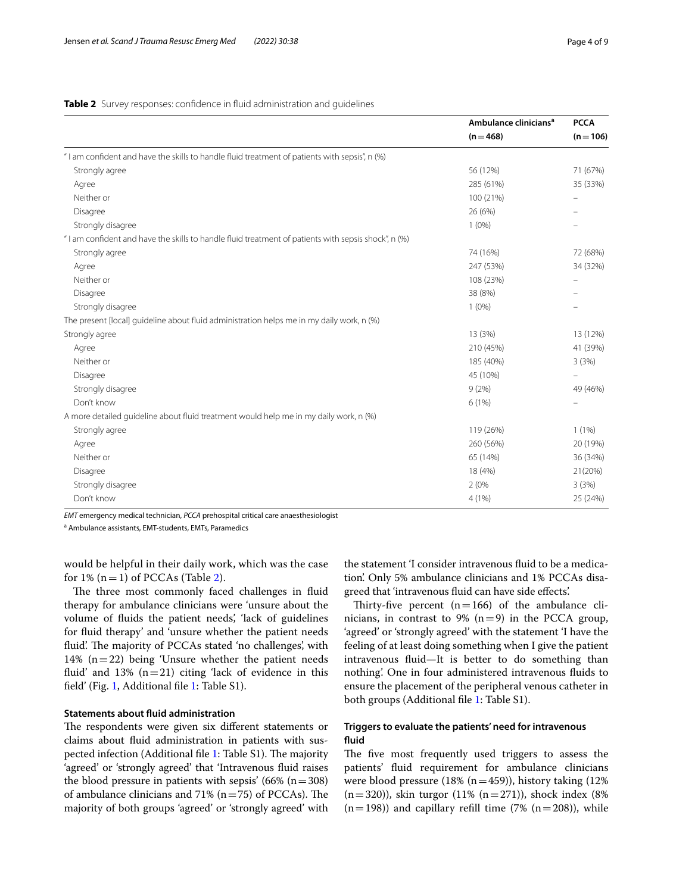**Table 2** Survey responses: confidence in fluid administration and guidelines

| | Ambulance clinicians[a] (n = 468) | PCCA (n = 106) |
|---|---|---|
| "I am confident and have the skills to handle fluid treatment of patients with sepsis", n (%) | | |
| Strongly agree | 56 (12%) | 71 (67%) |
| Agree | 285 (61%) | 35 (33%) |
| Neither or | 100 (21%) | – |
| Disagree | 26 (6%) | – |
| Strongly disagree | 1 (0%) | – |
| "I am confident and have the skills to handle fluid treatment of patients with sepsis shock", n (%) | | |
| Strongly agree | 74 (16%) | 72 (68%) |
| Agree | 247 (53%) | 34 (32%) |
| Neither or | 108 (23%) | – |
| Disagree | 38 (8%) | – |
| Strongly disagree | 1 (0%) | – |
| The present [local] guideline about fluid administration helps me in my daily work, n (%) | | |
| Strongly agree | 13 (3%) | 13 (12%) |
| Agree | 210 (45%) | 41 (39%) |
| Neither or | 185 (40%) | 3 (3%) |
| Disagree | 45 (10%) | – |
| Strongly disagree | 9 (2%) | 49 (46%) |
| Don't know | 6 (1%) | – |
| A more detailed guideline about fluid treatment would help me in my daily work, n (%) | | |
| Strongly agree | 119 (26%) | 1 (1%) |
| Agree | 260 (56%) | 20 (19%) |
| Neither or | 65 (14%) | 36 (34%) |
| Disagree | 18 (4%) | 21(20%) |
| Strongly disagree | 2 (0% | 3 (3%) |
| Don't know | 4 (1%) | 25 (24%) |

*EMT* emergency medical technician, *PCCA* prehospital critical care anaesthesiologist

[a] Ambulance assistants, EMT-students, EMTs, Paramedics

would be helpful in their daily work, which was the case for 1% (n = 1) of PCCAs (Table 2).

The three most commonly faced challenges in fluid therapy for ambulance clinicians were 'unsure about the volume of fluids the patient needs', 'lack of guidelines for fluid therapy' and 'unsure whether the patient needs fluid'. The majority of PCCAs stated 'no challenges', with 14% (n = 22) being 'Unsure whether the patient needs fluid' and 13% (n = 21) citing 'lack of evidence in this field' (Fig. 1, Additional file 1: Table S1).

### Statements about fluid administration

The respondents were given six different statements or claims about fluid administration in patients with suspected infection (Additional file 1: Table S1). The majority 'agreed' or 'strongly agreed' that 'Intravenous fluid raises the blood pressure in patients with sepsis' (66% (n = 308) of ambulance clinicians and 71% (n = 75) of PCCAs). The majority of both groups 'agreed' or 'strongly agreed' with the statement 'I consider intravenous fluid to be a medication'. Only 5% ambulance clinicians and 1% PCCAs disagreed that 'intravenous fluid can have side effects'.

Thirty-five percent (n = 166) of the ambulance clinicians, in contrast to 9% (n = 9) in the PCCA group, 'agreed' or 'strongly agreed' with the statement 'I have the feeling of at least doing something when I give the patient intravenous fluid—It is better to do something than nothing'. One in four administered intravenous fluids to ensure the placement of the peripheral venous catheter in both groups (Additional file 1: Table S1).

### Triggers to evaluate the patients' need for intravenous fluid

The five most frequently used triggers to assess the patients' fluid requirement for ambulance clinicians were blood pressure (18% (n = 459)), history taking (12% (n = 320)), skin turgor (11% (n = 271)), shock index (8% (n = 198)) and capillary refill time (7% (n = 208)), while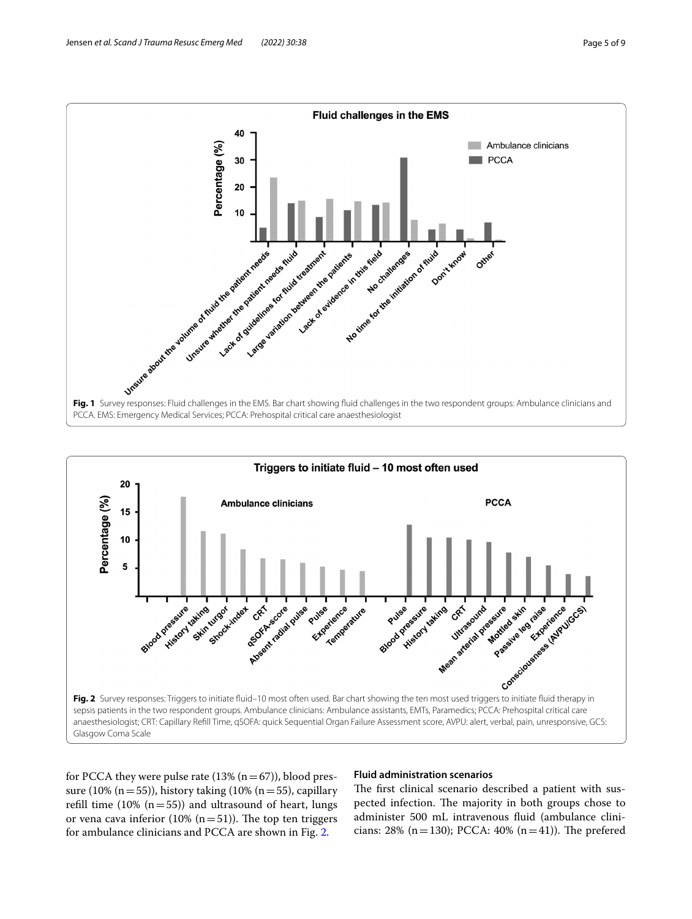**Fig. 1** Survey responses: Fluid challenges in the EMS. Bar chart showing fluid challenges in the two respondent groups: Ambulance clinicians and PCCA. EMS: Emergency Medical Services; PCCA: Prehospital critical care anaesthesiologist

**Fig. 2** Survey responses: Triggers to initiate fluid–10 most often used. Bar chart showing the ten most used triggers to initiate fluid therapy in sepsis patients in the two respondent groups. Ambulance clinicians: Ambulance assistants, EMTs, Paramedics; PCCA: Prehospital critical care anaesthesiologist; CRT: Capillary Refill Time, qSOFA: quick Sequential Organ Failure Assessment score, AVPU: alert, verbal, pain, unresponsive, GCS: Glasgow Coma Scale

for PCCA they were pulse rate (13% (n = 67)), blood pressure (10% (n = 55)), history taking (10% (n = 55), capillary refill time (10% (n = 55)) and ultrasound of heart, lungs or vena cava inferior (10% (n = 51)). The top ten triggers for ambulance clinicians and PCCA are shown in Fig. 2.

### Fluid administration scenarios

The first clinical scenario described a patient with suspected infection. The majority in both groups chose to administer 500 mL intravenous fluid (ambulance clinicians: 28% (n = 130); PCCA: 40% (n = 41)). The prefered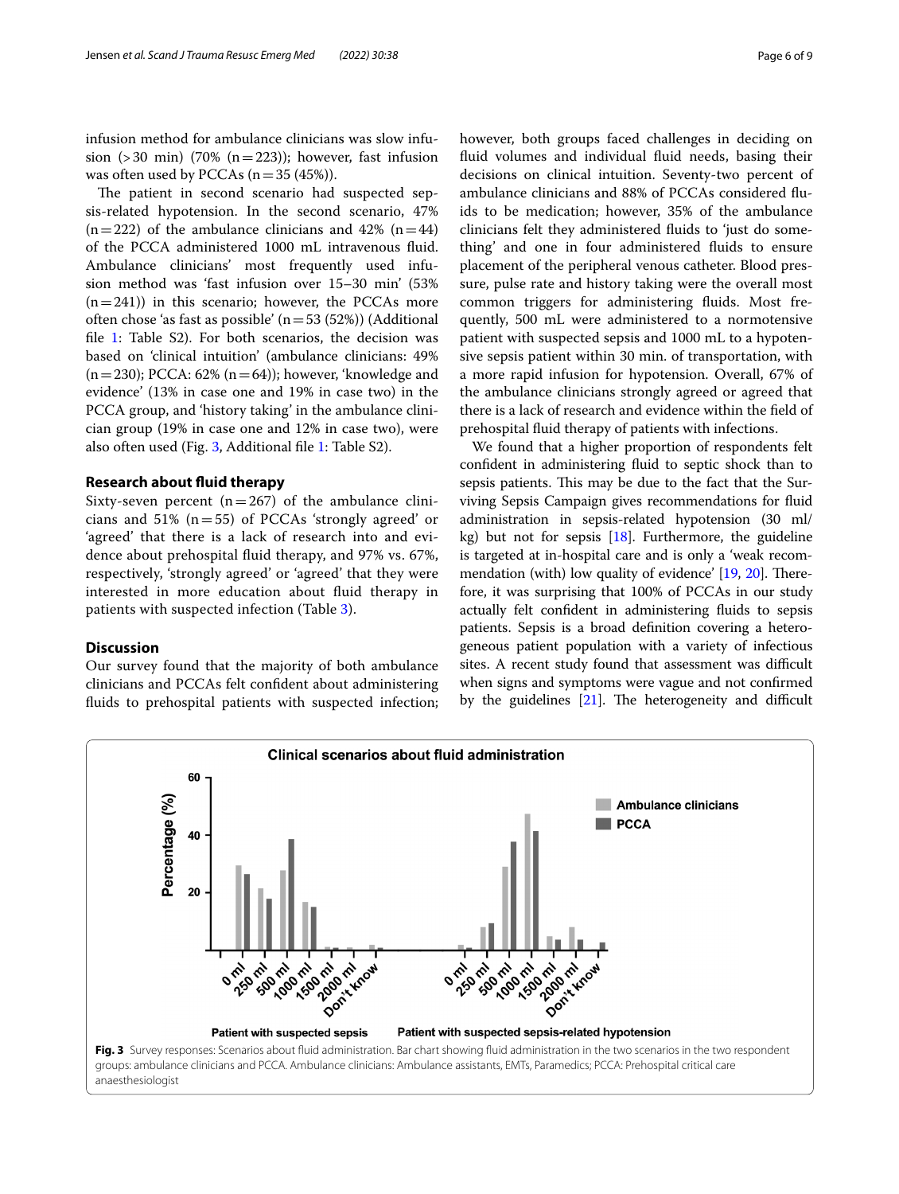infusion method for ambulance clinicians was slow infusion (>30 min) (70% (n=223)); however, fast infusion was often used by PCCAs (n=35 (45%)).

The patient in second scenario had suspected sepsis-related hypotension. In the second scenario, 47% (n=222) of the ambulance clinicians and 42% (n=44) of the PCCA administered 1000 mL intravenous fluid. Ambulance clinicians' most frequently used infusion method was 'fast infusion over 15–30 min' (53% (n=241)) in this scenario; however, the PCCAs more often chose 'as fast as possible' (n=53 (52%)) (Additional file 1: Table S2). For both scenarios, the decision was based on 'clinical intuition' (ambulance clinicians: 49% (n=230); PCCA: 62% (n=64)); however, 'knowledge and evidence' (13% in case one and 19% in case two) in the PCCA group, and 'history taking' in the ambulance clinician group (19% in case one and 12% in case two), were also often used (Fig. 3, Additional file 1: Table S2).

### Research about fluid therapy

Sixty-seven percent (n=267) of the ambulance clinicians and 51% (n=55) of PCCAs 'strongly agreed' or 'agreed' that there is a lack of research and evidence about prehospital fluid therapy, and 97% vs. 67%, respectively, 'strongly agreed' or 'agreed' that they were interested in more education about fluid therapy in patients with suspected infection (Table 3).

## Discussion

Our survey found that the majority of both ambulance clinicians and PCCAs felt confident about administering fluids to prehospital patients with suspected infection; however, both groups faced challenges in deciding on fluid volumes and individual fluid needs, basing their decisions on clinical intuition. Seventy-two percent of ambulance clinicians and 88% of PCCAs considered fluids to be medication; however, 35% of the ambulance clinicians felt they administered fluids to 'just do something' and one in four administered fluids to ensure placement of the peripheral venous catheter. Blood pressure, pulse rate and history taking were the overall most common triggers for administering fluids. Most frequently, 500 mL were administered to a normotensive patient with suspected sepsis and 1000 mL to a hypotensive sepsis patient within 30 min. of transportation, with a more rapid infusion for hypotension. Overall, 67% of the ambulance clinicians strongly agreed or agreed that there is a lack of research and evidence within the field of prehospital fluid therapy of patients with infections.

We found that a higher proportion of respondents felt confident in administering fluid to septic shock than to sepsis patients. This may be due to the fact that the Surviving Sepsis Campaign gives recommendations for fluid administration in sepsis-related hypotension (30 ml/kg) but not for sepsis [18]. Furthermore, the guideline is targeted at in-hospital care and is only a 'weak recommendation (with) low quality of evidence' [19, 20]. Therefore, it was surprising that 100% of PCCAs in our study actually felt confident in administering fluids to sepsis patients. Sepsis is a broad definition covering a heterogeneous patient population with a variety of infectious sites. A recent study found that assessment was difficult when signs and symptoms were vague and not confirmed by the guidelines [21]. The heterogeneity and difficult

**Fig. 3** Survey responses: Scenarios about fluid administration. Bar chart showing fluid administration in the two scenarios in the two respondent groups: ambulance clinicians and PCCA. Ambulance clinicians: Ambulance assistants, EMTs, Paramedics; PCCA: Prehospital critical care anaesthesiologist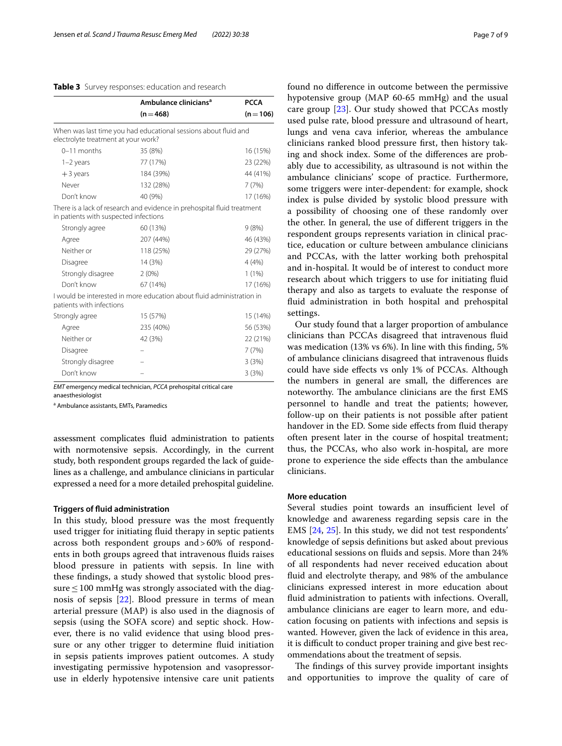**Table 3** Survey responses: education and research

| | Ambulance clinicians[a] (n = 468) | PCCA (n = 106) |
|---|---|---|
| When was last time you had educational sessions about fluid and electrolyte treatment at your work? | | |
| 0–11 months | 35 (8%) | 16 (15%) |
| 1–2 years | 77 (17%) | 23 (22%) |
| + 3 years | 184 (39%) | 44 (41%) |
| Never | 132 (28%) | 7 (7%) |
| Don't know | 40 (9%) | 17 (16%) |
| There is a lack of research and evidence in prehospital fluid treatment in patients with suspected infections | | |
| Strongly agree | 60 (13%) | 9 (8%) |
| Agree | 207 (44%) | 46 (43%) |
| Neither or | 118 (25%) | 29 (27%) |
| Disagree | 14 (3%) | 4 (4%) |
| Strongly disagree | 2 (0%) | 1 (1%) |
| Don't know | 67 (14%) | 17 (16%) |
| I would be interested in more education about fluid administration in patients with infections | | |
| Strongly agree | 15 (57%) | 15 (14%) |
| Agree | 235 (40%) | 56 (53%) |
| Neither or | 42 (3%) | 22 (21%) |
| Disagree | – | 7 (7%) |
| Strongly disagree | – | 3 (3%) |
| Don't know | – | 3 (3%) |

*EMT* emergency medical technician, *PCCA* prehospital critical care anaesthesiologist

[a] Ambulance assistants, EMTs, Paramedics

assessment complicates fluid administration to patients with normotensive sepsis. Accordingly, in the current study, both respondent groups regarded the lack of guidelines as a challenge, and ambulance clinicians in particular expressed a need for a more detailed prehospital guideline.

#### Triggers of fluid administration

In this study, blood pressure was the most frequently used trigger for initiating fluid therapy in septic patients across both respondent groups and > 60% of respondents in both groups agreed that intravenous fluids raises blood pressure in patients with sepsis. In line with these findings, a study showed that systolic blood pressure ≤ 100 mmHg was strongly associated with the diagnosis of sepsis [22]. Blood pressure in terms of mean arterial pressure (MAP) is also used in the diagnosis of sepsis (using the SOFA score) and septic shock. However, there is no valid evidence that using blood pressure or any other trigger to determine fluid initiation in sepsis patients improves patient outcomes. A study investigating permissive hypotension and vasopressor-use in elderly hypotensive intensive care unit patients found no difference in outcome between the permissive hypotensive group (MAP 60-65 mmHg) and the usual care group [23]. Our study showed that PCCAs mostly used pulse rate, blood pressure and ultrasound of heart, lungs and vena cava inferior, whereas the ambulance clinicians ranked blood pressure first, then history taking and shock index. Some of the differences are probably due to accessibility, as ultrasound is not within the ambulance clinicians' scope of practice. Furthermore, some triggers were inter-dependent: for example, shock index is pulse divided by systolic blood pressure with a possibility of choosing one of these randomly over the other. In general, the use of different triggers in the respondent groups represents variation in clinical practice, education or culture between ambulance clinicians and PCCAs, with the latter working both prehospital and in-hospital. It would be of interest to conduct more research about which triggers to use for initiating fluid therapy and also as targets to evaluate the response of fluid administration in both hospital and prehospital settings.

Our study found that a larger proportion of ambulance clinicians than PCCAs disagreed that intravenous fluid was medication (13% vs 6%). In line with this finding, 5% of ambulance clinicians disagreed that intravenous fluids could have side effects vs only 1% of PCCAs. Although the numbers in general are small, the differences are noteworthy. The ambulance clinicians are the first EMS personnel to handle and treat the patients; however, follow-up on their patients is not possible after patient handover in the ED. Some side effects from fluid therapy often present later in the course of hospital treatment; thus, the PCCAs, who also work in-hospital, are more prone to experience the side effects than the ambulance clinicians.

#### More education

Several studies point towards an insufficient level of knowledge and awareness regarding sepsis care in the EMS [24, 25]. In this study, we did not test respondents' knowledge of sepsis definitions but asked about previous educational sessions on fluids and sepsis. More than 24% of all respondents had never received education about fluid and electrolyte therapy, and 98% of the ambulance clinicians expressed interest in more education about fluid administration to patients with infections. Overall, ambulance clinicians are eager to learn more, and education focusing on patients with infections and sepsis is wanted. However, given the lack of evidence in this area, it is difficult to conduct proper training and give best recommendations about the treatment of sepsis.

The findings of this survey provide important insights and opportunities to improve the quality of care of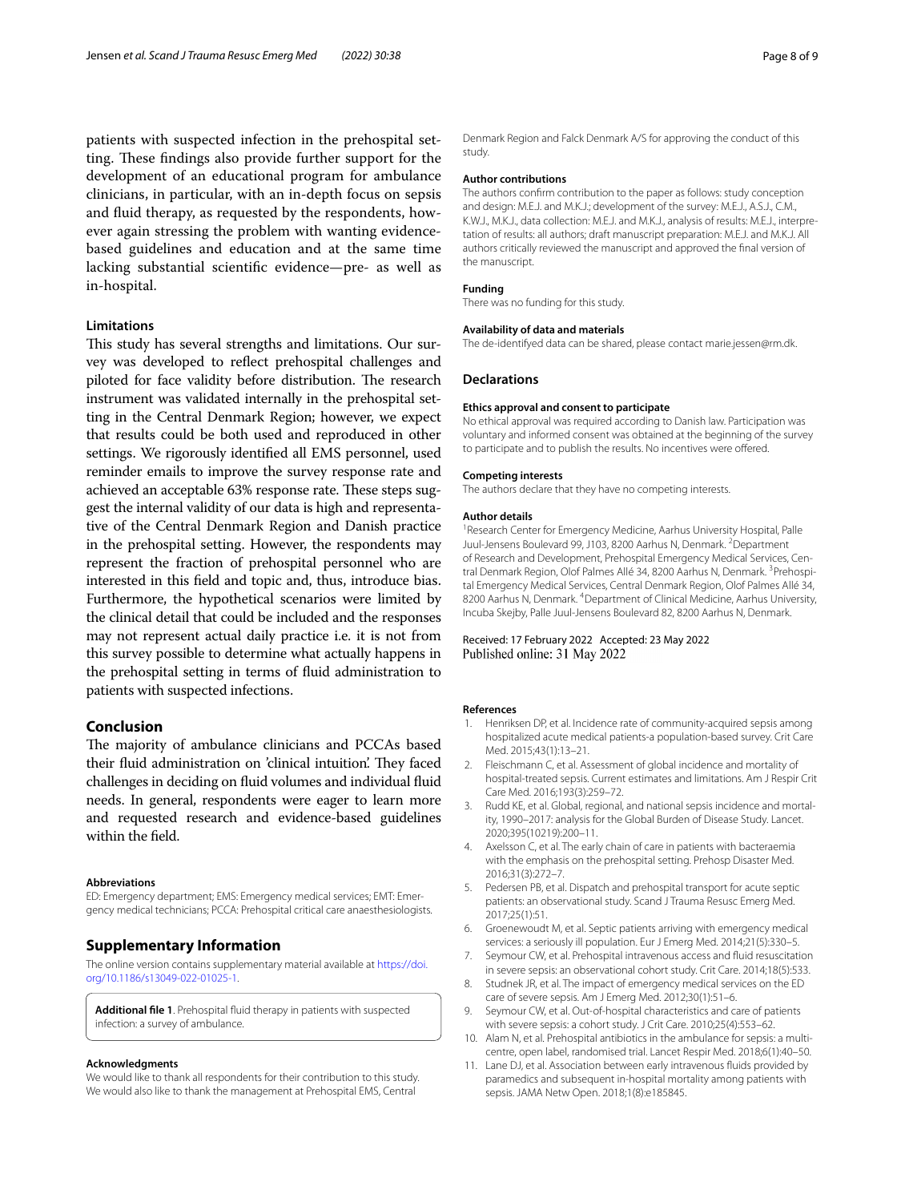patients with suspected infection in the prehospital setting. These findings also provide further support for the development of an educational program for ambulance clinicians, in particular, with an in-depth focus on sepsis and fluid therapy, as requested by the respondents, however again stressing the problem with wanting evidence-based guidelines and education and at the same time lacking substantial scientific evidence—pre- as well as in-hospital.

### Limitations

This study has several strengths and limitations. Our survey was developed to reflect prehospital challenges and piloted for face validity before distribution. The research instrument was validated internally in the prehospital setting in the Central Denmark Region; however, we expect that results could be both used and reproduced in other settings. We rigorously identified all EMS personnel, used reminder emails to improve the survey response rate and achieved an acceptable 63% response rate. These steps suggest the internal validity of our data is high and representative of the Central Denmark Region and Danish practice in the prehospital setting. However, the respondents may represent the fraction of prehospital personnel who are interested in this field and topic and, thus, introduce bias. Furthermore, the hypothetical scenarios were limited by the clinical detail that could be included and the responses may not represent actual daily practice i.e. it is not from this survey possible to determine what actually happens in the prehospital setting in terms of fluid administration to patients with suspected infections.

## Conclusion

The majority of ambulance clinicians and PCCAs based their fluid administration on 'clinical intuition'. They faced challenges in deciding on fluid volumes and individual fluid needs. In general, respondents were eager to learn more and requested research and evidence-based guidelines within the field.

#### Abbreviations

ED: Emergency department; EMS: Emergency medical services; EMT: Emergency medical technicians; PCCA: Prehospital critical care anaesthesiologists.

## Supplementary Information

The online version contains supplementary material available at https://doi.org/10.1186/s13049-022-01025-1.

**Additional file 1**. Prehospital fluid therapy in patients with suspected infection: a survey of ambulance.

#### Acknowledgments

We would like to thank all respondents for their contribution to this study. We would also like to thank the management at Prehospital EMS, Central Denmark Region and Falck Denmark A/S for approving the conduct of this study.

#### Author contributions

The authors confirm contribution to the paper as follows: study conception and design: M.E.J. and M.K.J.; development of the survey: M.E.J., A.S.J., C.M., K.W.J., M.K.J., data collection: M.E.J. and M.K.J., analysis of results: M.E.J., interpretation of results: all authors; draft manuscript preparation: M.E.J. and M.K.J. All authors critically reviewed the manuscript and approved the final version of the manuscript.

#### Funding

There was no funding for this study.

#### Availability of data and materials

The de-identifyed data can be shared, please contact marie.jessen@rm.dk.

## Declarations

#### Ethics approval and consent to participate

No ethical approval was required according to Danish law. Participation was voluntary and informed consent was obtained at the beginning of the survey to participate and to publish the results. No incentives were offered.

#### Competing interests

The authors declare that they have no competing interests.

#### Author details

[1]Research Center for Emergency Medicine, Aarhus University Hospital, Palle Juul-Jensens Boulevard 99, J103, 8200 Aarhus N, Denmark. [2]Department of Research and Development, Prehospital Emergency Medical Services, Central Denmark Region, Olof Palmes Allé 34, 8200 Aarhus N, Denmark. [3]Prehospital Emergency Medical Services, Central Denmark Region, Olof Palmes Allé 34, 8200 Aarhus N, Denmark. [4]Department of Clinical Medicine, Aarhus University, Incuba Skejby, Palle Juul-Jensens Boulevard 82, 8200 Aarhus N, Denmark.

Received: 17 February 2022 Accepted: 23 May 2022
Published online: 31 May 2022

#### References

1. Henriksen DP, et al. Incidence rate of community-acquired sepsis among hospitalized acute medical patients-a population-based survey. Crit Care Med. 2015;43(1):13–21.
2. Fleischmann C, et al. Assessment of global incidence and mortality of hospital-treated sepsis. Current estimates and limitations. Am J Respir Crit Care Med. 2016;193(3):259–72.
3. Rudd KE, et al. Global, regional, and national sepsis incidence and mortality, 1990–2017: analysis for the Global Burden of Disease Study. Lancet. 2020;395(10219):200–11.
4. Axelsson C, et al. The early chain of care in patients with bacteraemia with the emphasis on the prehospital setting. Prehosp Disaster Med. 2016;31(3):272–7.
5. Pedersen PB, et al. Dispatch and prehospital transport for acute septic patients: an observational study. Scand J Trauma Resusc Emerg Med. 2017;25(1):51.
6. Groenewoudt M, et al. Septic patients arriving with emergency medical services: a seriously ill population. Eur J Emerg Med. 2014;21(5):330–5.
7. Seymour CW, et al. Prehospital intravenous access and fluid resuscitation in severe sepsis: an observational cohort study. Crit Care. 2014;18(5):533.
8. Studnek JR, et al. The impact of emergency medical services on the ED care of severe sepsis. Am J Emerg Med. 2012;30(1):51–6.
9. Seymour CW, et al. Out-of-hospital characteristics and care of patients with severe sepsis: a cohort study. J Crit Care. 2010;25(4):553–62.
10. Alam N, et al. Prehospital antibiotics in the ambulance for sepsis: a multi-centre, open label, randomised trial. Lancet Respir Med. 2018;6(1):40–50.
11. Lane DJ, et al. Association between early intravenous fluids provided by paramedics and subsequent in-hospital mortality among patients with sepsis. JAMA Netw Open. 2018;1(8):e185845.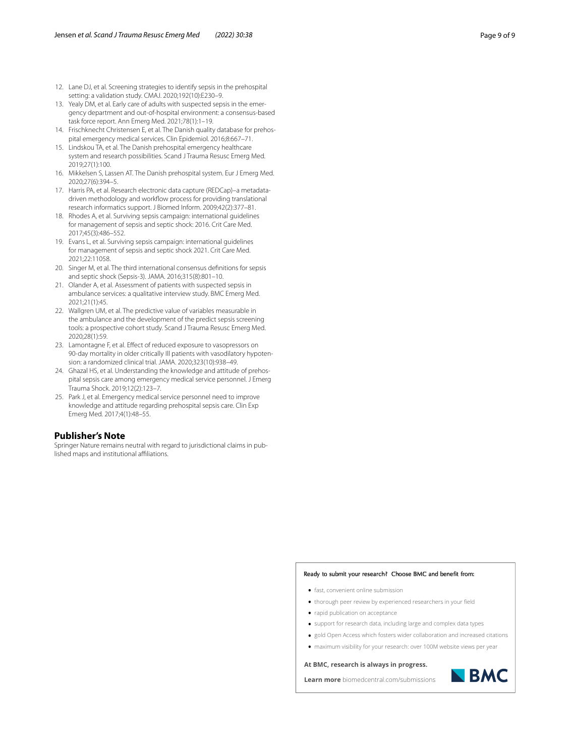12. Lane DJ, et al. Screening strategies to identify sepsis in the prehospital setting: a validation study. CMAJ. 2020;192(10):E230–9.
13. Yealy DM, et al. Early care of adults with suspected sepsis in the emergency department and out-of-hospital environment: a consensus-based task force report. Ann Emerg Med. 2021;78(1):1–19.
14. Frischknecht Christensen E, et al. The Danish quality database for prehospital emergency medical services. Clin Epidemiol. 2016;8:667–71.
15. Lindskou TA, et al. The Danish prehospital emergency healthcare system and research possibilities. Scand J Trauma Resusc Emerg Med. 2019;27(1):100.
16. Mikkelsen S, Lassen AT. The Danish prehospital system. Eur J Emerg Med. 2020;27(6):394–5.
17. Harris PA, et al. Research electronic data capture (REDCap)–a metadata-driven methodology and workflow process for providing translational research informatics support. J Biomed Inform. 2009;42(2):377–81.
18. Rhodes A, et al. Surviving sepsis campaign: international guidelines for management of sepsis and septic shock: 2016. Crit Care Med. 2017;45(3):486–552.
19. Evans L, et al. Surviving sepsis campaign: international guidelines for management of sepsis and septic shock 2021. Crit Care Med. 2021;22:11058.
20. Singer M, et al. The third international consensus definitions for sepsis and septic shock (Sepsis-3). JAMA. 2016;315(8):801–10.
21. Olander A, et al. Assessment of patients with suspected sepsis in ambulance services: a qualitative interview study. BMC Emerg Med. 2021;21(1):45.
22. Wallgren UM, et al. The predictive value of variables measurable in the ambulance and the development of the predict sepsis screening tools: a prospective cohort study. Scand J Trauma Resusc Emerg Med. 2020;28(1):59.
23. Lamontagne F, et al. Effect of reduced exposure to vasopressors on 90-day mortality in older critically Ill patients with vasodilatory hypotension: a randomized clinical trial. JAMA. 2020;323(10):938–49.
24. Ghazal HS, et al. Understanding the knowledge and attitude of prehospital sepsis care among emergency medical service personnel. J Emerg Trauma Shock. 2019;12(2):123–7.
25. Park J, et al. Emergency medical service personnel need to improve knowledge and attitude regarding prehospital sepsis care. Clin Exp Emerg Med. 2017;4(1):48–55.

## Publisher's Note

Springer Nature remains neutral with regard to jurisdictional claims in published maps and institutional affiliations.

Ready to submit your research? Choose BMC and benefit from:

- fast, convenient online submission
- thorough peer review by experienced researchers in your field
- rapid publication on acceptance
- support for research data, including large and complex data types
- gold Open Access which fosters wider collaboration and increased citations
- maximum visibility for your research: over 100M website views per year

**At BMC, research is always in progress.**

**Learn more** biomedcentral.com/submissions

BMC